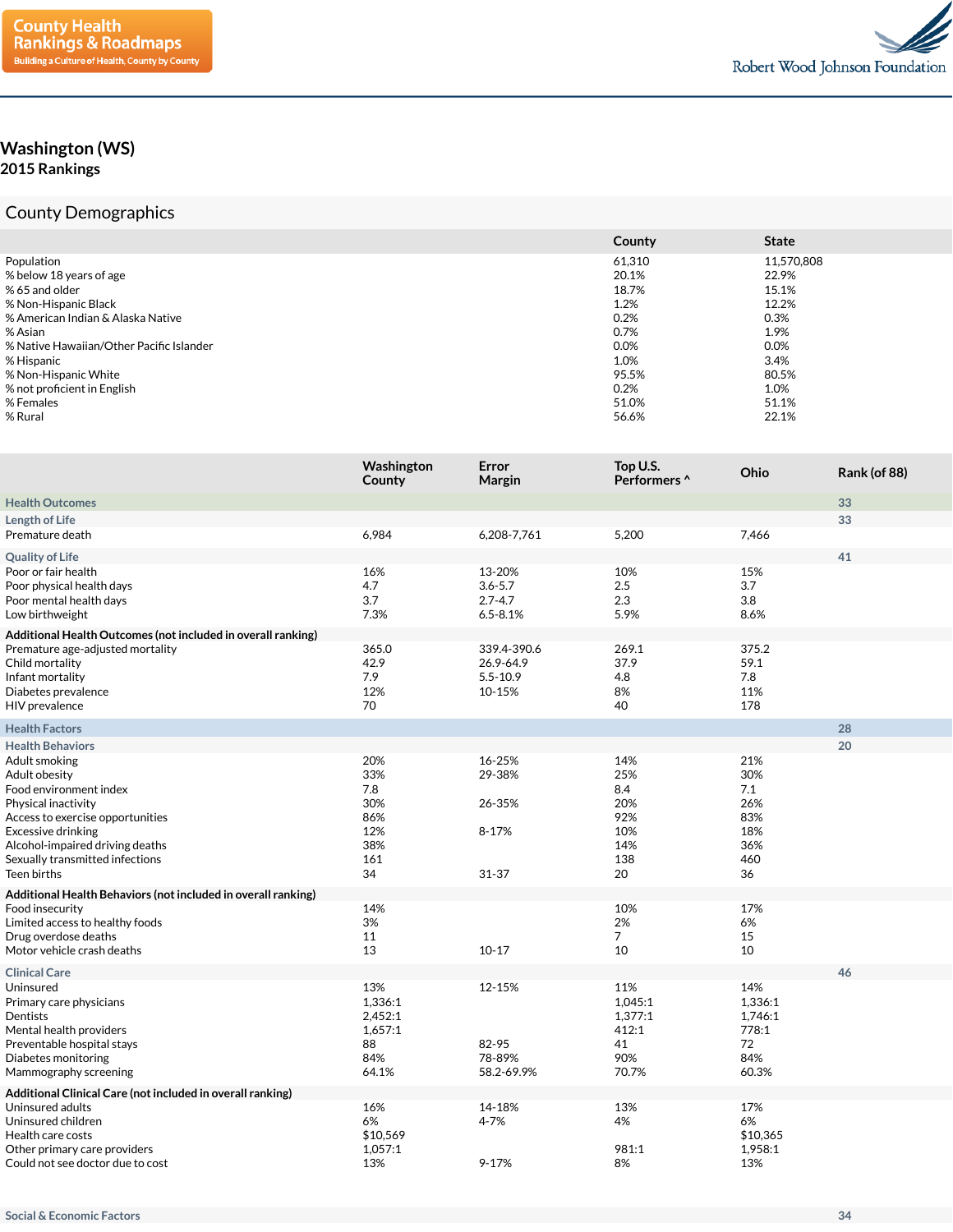County Health Rankings & Roadmaps
Building a Culture of Health, County by County

Robert Wood Johnson Foundation

# Washington (WS)
## 2015 Rankings

## County Demographics

| | County | State |
|---|---|---|
| Population | 61,310 | 11,570,808 |
| % below 18 years of age | 20.1% | 22.9% |
| % 65 and older | 18.7% | 15.1% |
| % Non-Hispanic Black | 1.2% | 12.2% |
| % American Indian & Alaska Native | 0.2% | 0.3% |
| % Asian | 0.7% | 1.9% |
| % Native Hawaiian/Other Pacific Islander | 0.0% | 0.0% |
| % Hispanic | 1.0% | 3.4% |
| % Non-Hispanic White | 95.5% | 80.5% |
| % not proficient in English | 0.2% | 1.0% |
| % Females | 51.0% | 51.1% |
| % Rural | 56.6% | 22.1% |

| | Washington County | Error Margin | Top U.S. Performers ^ | Ohio | Rank (of 88) |
|---|---|---|---|---|---|
| **Health Outcomes** | | | | | 33 |
| **Length of Life** | | | | | 33 |
| Premature death | 6,984 | 6,208-7,761 | 5,200 | 7,466 | |
| **Quality of Life** | | | | | 41 |
| Poor or fair health | 16% | 13-20% | 10% | 15% | |
| Poor physical health days | 4.7 | 3.6-5.7 | 2.5 | 3.7 | |
| Poor mental health days | 3.7 | 2.7-4.7 | 2.3 | 3.8 | |
| Low birthweight | 7.3% | 6.5-8.1% | 5.9% | 8.6% | |
| **Additional Health Outcomes (not included in overall ranking)** | | | | | |
| Premature age-adjusted mortality | 365.0 | 339.4-390.6 | 269.1 | 375.2 | |
| Child mortality | 42.9 | 26.9-64.9 | 37.9 | 59.1 | |
| Infant mortality | 7.9 | 5.5-10.9 | 4.8 | 7.8 | |
| Diabetes prevalence | 12% | 10-15% | 8% | 11% | |
| HIV prevalence | 70 | | 40 | 178 | |
| **Health Factors** | | | | | 28 |
| **Health Behaviors** | | | | | 20 |
| Adult smoking | 20% | 16-25% | 14% | 21% | |
| Adult obesity | 33% | 29-38% | 25% | 30% | |
| Food environment index | 7.8 | | 8.4 | 7.1 | |
| Physical inactivity | 30% | 26-35% | 20% | 26% | |
| Access to exercise opportunities | 86% | | 92% | 83% | |
| Excessive drinking | 12% | 8-17% | 10% | 18% | |
| Alcohol-impaired driving deaths | 38% | | 14% | 36% | |
| Sexually transmitted infections | 161 | | 138 | 460 | |
| Teen births | 34 | 31-37 | 20 | 36 | |
| **Additional Health Behaviors (not included in overall ranking)** | | | | | |
| Food insecurity | 14% | | 10% | 17% | |
| Limited access to healthy foods | 3% | | 2% | 6% | |
| Drug overdose deaths | 11 | | 7 | 15 | |
| Motor vehicle crash deaths | 13 | 10-17 | 10 | 10 | |
| **Clinical Care** | | | | | 46 |
| Uninsured | 13% | 12-15% | 11% | 14% | |
| Primary care physicians | 1,336:1 | | 1,045:1 | 1,336:1 | |
| Dentists | 2,452:1 | | 1,377:1 | 1,746:1 | |
| Mental health providers | 1,657:1 | | 412:1 | 778:1 | |
| Preventable hospital stays | 88 | 82-95 | 41 | 72 | |
| Diabetes monitoring | 84% | 78-89% | 90% | 84% | |
| Mammography screening | 64.1% | 58.2-69.9% | 70.7% | 60.3% | |
| **Additional Clinical Care (not included in overall ranking)** | | | | | |
| Uninsured adults | 16% | 14-18% | 13% | 17% | |
| Uninsured children | 6% | 4-7% | 4% | 6% | |
| Health care costs | $10,569 | | | $10,365 | |
| Other primary care providers | 1,057:1 | | 981:1 | 1,958:1 | |
| Could not see doctor due to cost | 13% | 9-17% | 8% | 13% | |
| **Social & Economic Factors** | | | | | 34 |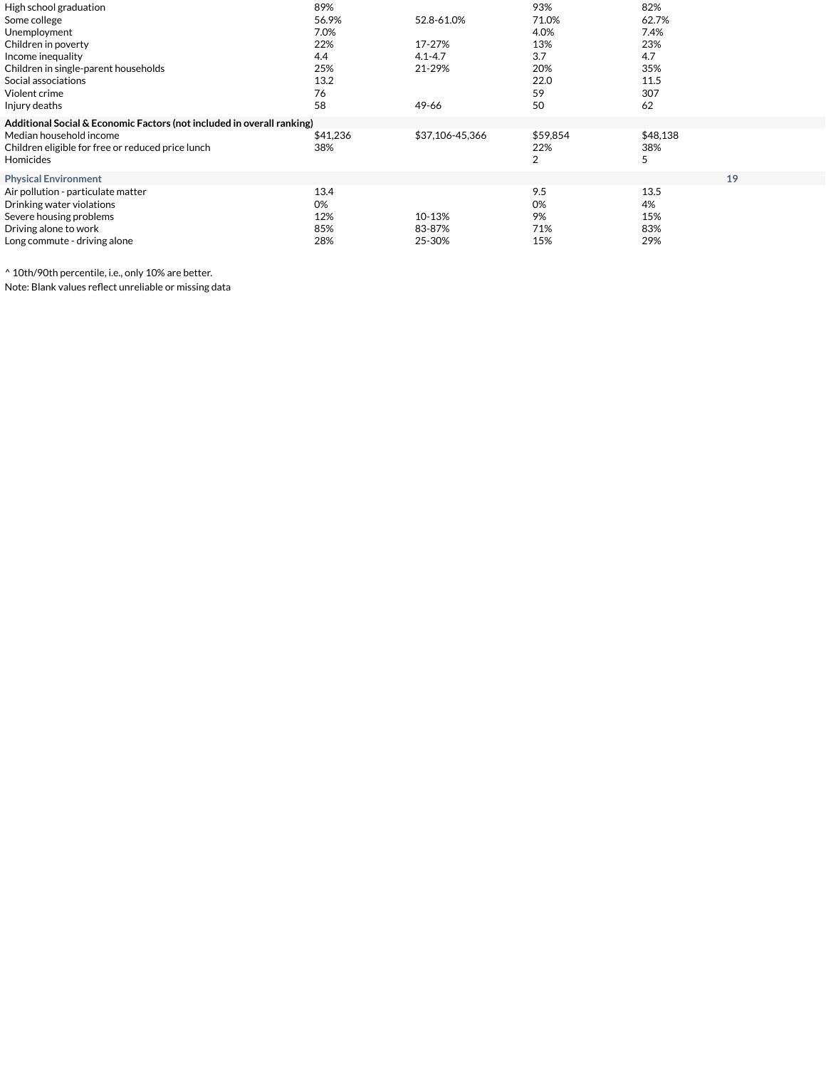| | | | | | |
|---|---|---|---|---|---|
| High school graduation | 89% | | 93% | 82% | |
| Some college | 56.9% | 52.8-61.0% | 71.0% | 62.7% | |
| Unemployment | 7.0% | | 4.0% | 7.4% | |
| Children in poverty | 22% | 17-27% | 13% | 23% | |
| Income inequality | 4.4 | 4.1-4.7 | 3.7 | 4.7 | |
| Children in single-parent households | 25% | 21-29% | 20% | 35% | |
| Social associations | 13.2 | | 22.0 | 11.5 | |
| Violent crime | 76 | | 59 | 307 | |
| Injury deaths | 58 | 49-66 | 50 | 62 | |
| **Additional Social & Economic Factors (not included in overall ranking)** | | | | | |
| Median household income | $41,236 | $37,106-45,366 | $59,854 | $48,138 | |
| Children eligible for free or reduced price lunch | 38% | | 22% | 38% | |
| Homicides | | | 2 | 5 | |
| **Physical Environment** | | | | | 19 |
| Air pollution - particulate matter | 13.4 | | 9.5 | 13.5 | |
| Drinking water violations | 0% | | 0% | 4% | |
| Severe housing problems | 12% | 10-13% | 9% | 15% | |
| Driving alone to work | 85% | 83-87% | 71% | 83% | |
| Long commute - driving alone | 28% | 25-30% | 15% | 29% | |

^ 10th/90th percentile, i.e., only 10% are better.

Note: Blank values reflect unreliable or missing data